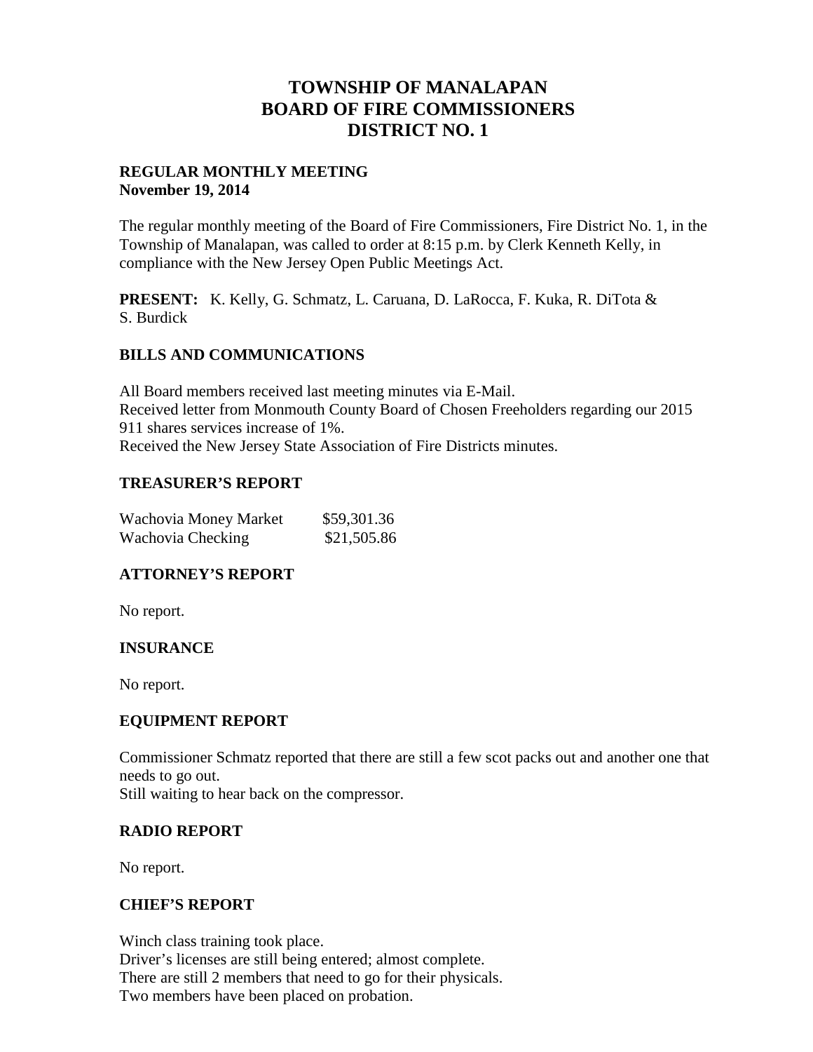# TOWNSHIP OF MANALAPAN
# BOARD OF FIRE COMMISSIONERS
# DISTRICT NO. 1

**REGULAR MONTHLY MEETING**
**November 19, 2014**

The regular monthly meeting of the Board of Fire Commissioners, Fire District No. 1, in the Township of Manalapan, was called to order at 8:15 p.m. by Clerk Kenneth Kelly, in compliance with the New Jersey Open Public Meetings Act.

**PRESENT:** K. Kelly, G. Schmatz, L. Caruana, D. LaRocca, F. Kuka, R. DiTota & S. Burdick

## BILLS AND COMMUNICATIONS

All Board members received last meeting minutes via E-Mail.
Received letter from Monmouth County Board of Chosen Freeholders regarding our 2015 911 shares services increase of 1%.
Received the New Jersey State Association of Fire Districts minutes.

## TREASURER'S REPORT

| | |
|---|---|
| Wachovia Money Market | $59,301.36 |
| Wachovia Checking | $21,505.86 |

## ATTORNEY'S REPORT

No report.

## INSURANCE

No report.

## EQUIPMENT REPORT

Commissioner Schmatz reported that there are still a few scot packs out and another one that needs to go out.
Still waiting to hear back on the compressor.

## RADIO REPORT

No report.

## CHIEF'S REPORT

Winch class training took place.
Driver's licenses are still being entered; almost complete.
There are still 2 members that need to go for their physicals.
Two members have been placed on probation.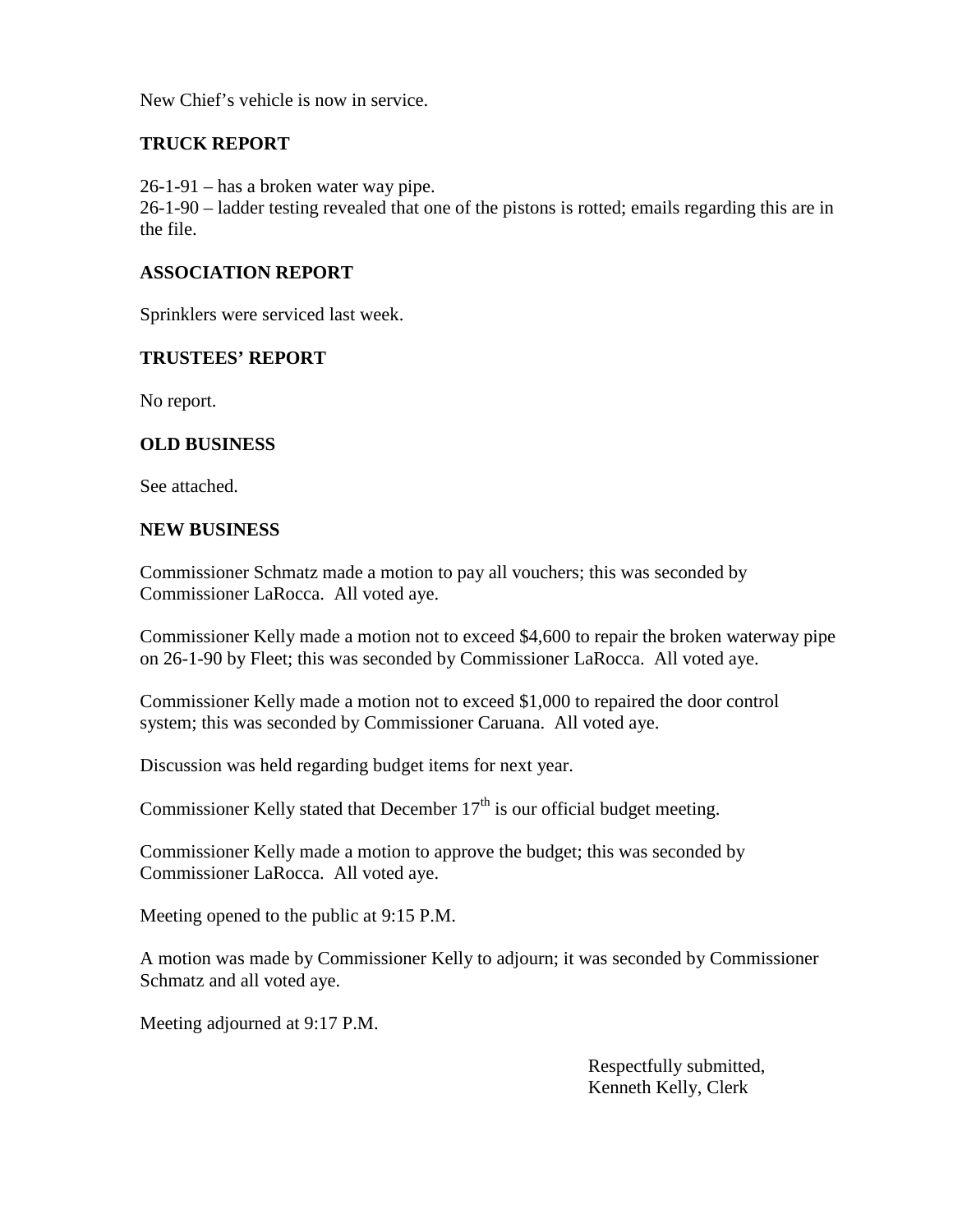New Chief's vehicle is now in service.

**TRUCK REPORT**

26-1-91 – has a broken water way pipe.
26-1-90 – ladder testing revealed that one of the pistons is rotted; emails regarding this are in the file.

**ASSOCIATION REPORT**

Sprinklers were serviced last week.

**TRUSTEES' REPORT**

No report.

**OLD BUSINESS**

See attached.

**NEW BUSINESS**

Commissioner Schmatz made a motion to pay all vouchers; this was seconded by Commissioner LaRocca. All voted aye.

Commissioner Kelly made a motion not to exceed $4,600 to repair the broken waterway pipe on 26-1-90 by Fleet; this was seconded by Commissioner LaRocca. All voted aye.

Commissioner Kelly made a motion not to exceed $1,000 to repaired the door control system; this was seconded by Commissioner Caruana. All voted aye.

Discussion was held regarding budget items for next year.

Commissioner Kelly stated that December 17th is our official budget meeting.

Commissioner Kelly made a motion to approve the budget; this was seconded by Commissioner LaRocca. All voted aye.

Meeting opened to the public at 9:15 P.M.

A motion was made by Commissioner Kelly to adjourn; it was seconded by Commissioner Schmatz and all voted aye.

Meeting adjourned at 9:17 P.M.

Respectfully submitted,
Kenneth Kelly, Clerk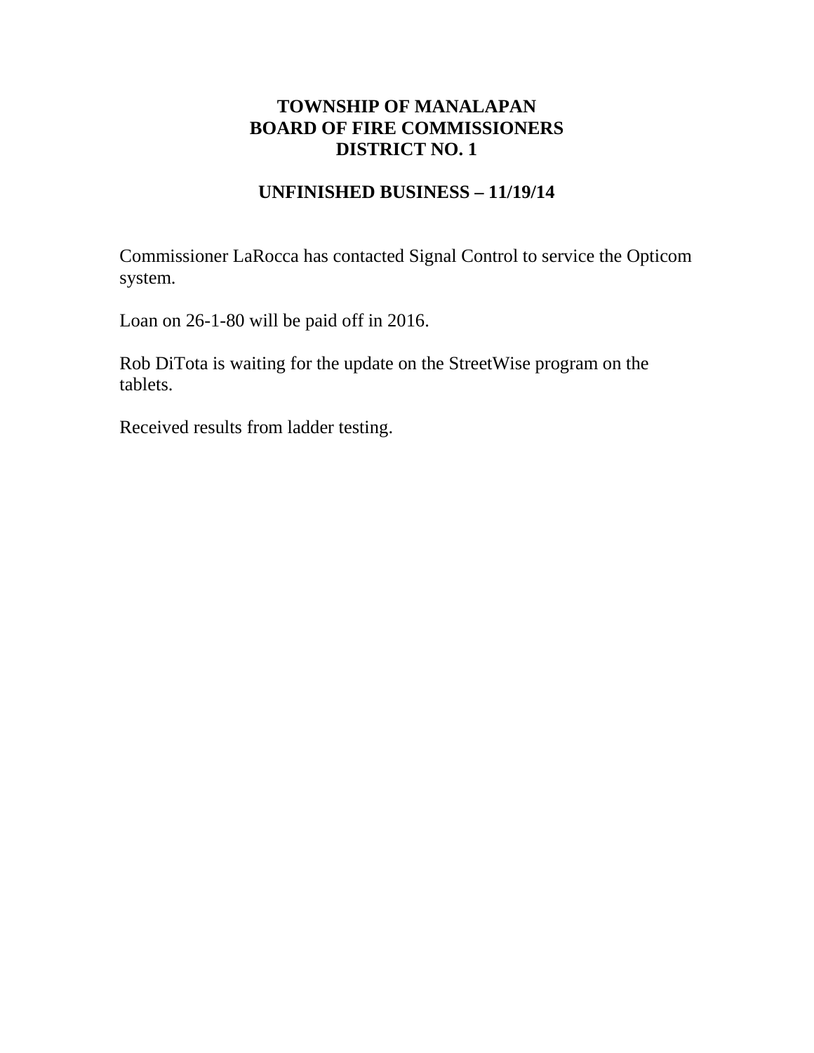# TOWNSHIP OF MANALAPAN
# BOARD OF FIRE COMMISSIONERS
# DISTRICT NO. 1

## UNFINISHED BUSINESS – 11/19/14

Commissioner LaRocca has contacted Signal Control to service the Opticom system.

Loan on 26-1-80 will be paid off in 2016.

Rob DiTota is waiting for the update on the StreetWise program on the tablets.

Received results from ladder testing.